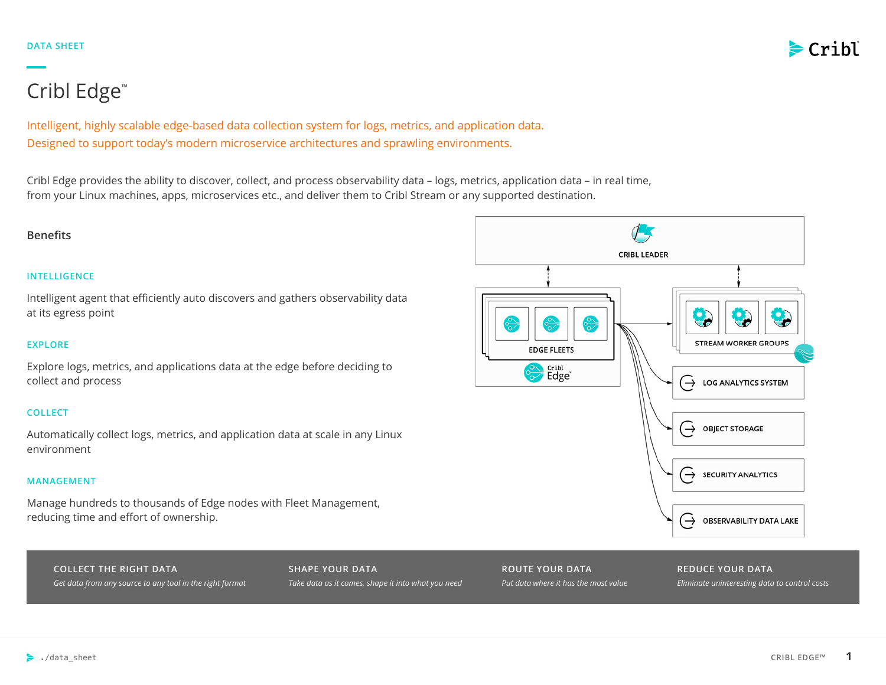DATA SHEET

# Cribl Edge™

Intelligent, highly scalable edge-based data collection system for logs, metrics, and application data. Designed to support today's modern microservice architectures and sprawling environments.

Cribl Edge provides the ability to discover, collect, and process observability data – logs, metrics, application data – in real time, from your Linux machines, apps, microservices etc., and deliver them to Cribl Stream or any supported destination.

## Benefits

### INTELLIGENCE

Intelligent agent that efficiently auto discovers and gathers observability data at its egress point

### EXPLORE

Explore logs, metrics, and applications data at the edge before deciding to collect and process

### COLLECT

Automatically collect logs, metrics, and application data at scale in any Linux environment

### MANAGEMENT

Manage hundreds to thousands of Edge nodes with Fleet Management, reducing time and effort of ownership.

CRIBL LEADER

EDGE FLEETS

Cribl Edge

STREAM WORKER GROUPS

LOG ANALYTICS SYSTEM

OBJECT STORAGE

SECURITY ANALYTICS

OBSERVABILITY DATA LAKE

**COLLECT THE RIGHT DATA**
*Get data from any source to any tool in the right format*

**SHAPE YOUR DATA**
*Take data as it comes, shape it into what you need*

**ROUTE YOUR DATA**
*Put data where it has the most value*

**REDUCE YOUR DATA**
*Eliminate uninteresting data to control costs*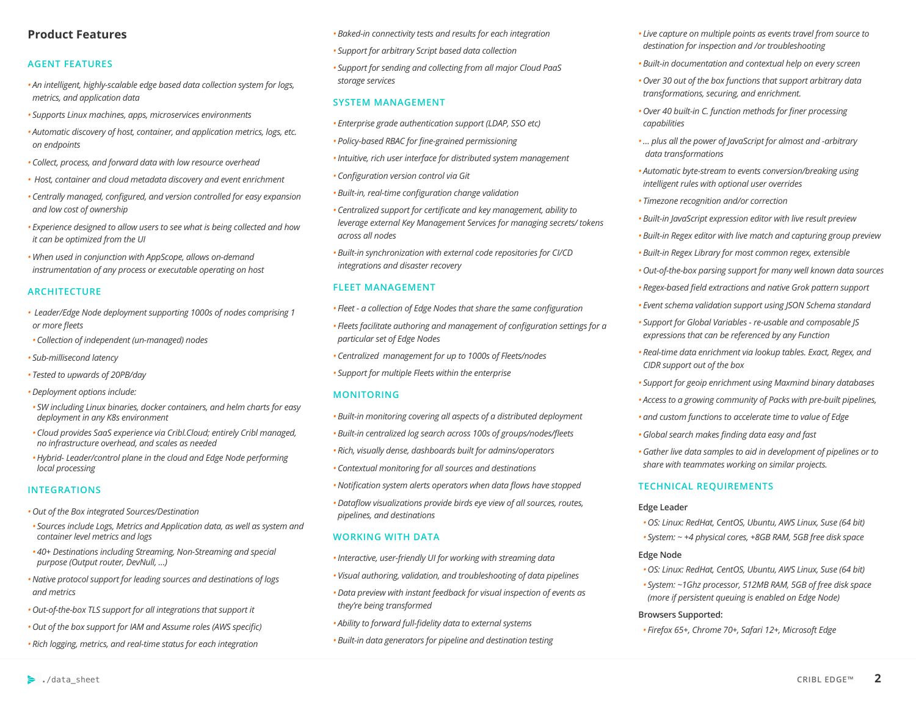## Product Features

### AGENT FEATURES

- *An intelligent, highly-scalable edge based data collection system for logs, metrics, and application data*
- *Supports Linux machines, apps, microservices environments*
- *Automatic discovery of host, container, and application metrics, logs, etc. on endpoints*
- *Collect, process, and forward data with low resource overhead*
- *Host, container and cloud metadata discovery and event enrichment*
- *Centrally managed, configured, and version controlled for easy expansion and low cost of ownership*
- *Experience designed to allow users to see what is being collected and how it can be optimized from the UI*
- *When used in conjunction with AppScope, allows on-demand instrumentation of any process or executable operating on host*

### ARCHITECTURE

- *Leader/Edge Node deployment supporting 1000s of nodes comprising 1 or more fleets*
  - *Collection of independent (un-managed) nodes*
- *Sub-millisecond latency*
- *Tested to upwards of 20PB/day*
- *Deployment options include:*
  - *SW including Linux binaries, docker containers, and helm charts for easy deployment in any K8s environment*
  - *Cloud provides SaaS experience via Cribl.Cloud; entirely Cribl managed, no infrastructure overhead, and scales as needed*
  - *Hybrid- Leader/control plane in the cloud and Edge Node performing local processing*

### INTEGRATIONS

- *Out of the Box integrated Sources/Destination*
  - *Sources include Logs, Metrics and Application data, as well as system and container level metrics and logs*
  - *40+ Destinations including Streaming, Non-Streaming and special purpose (Output router, DevNull, ...)*
- *Native protocol support for leading sources and destinations of logs and metrics*
- *Out-of-the-box TLS support for all integrations that support it*
- *Out of the box support for IAM and Assume roles (AWS specific)*
- *Rich logging, metrics, and real-time status for each integration*
- *Baked-in connectivity tests and results for each integration*
- *Support for arbitrary Script based data collection*
- *Support for sending and collecting from all major Cloud PaaS storage services*

### SYSTEM MANAGEMENT

- *Enterprise grade authentication support (LDAP, SSO etc)*
- *Policy-based RBAC for fine-grained permissioning*
- *Intuitive, rich user interface for distributed system management*
- *Configuration version control via Git*
- *Built-in, real-time configuration change validation*
- *Centralized support for certificate and key management, ability to leverage external Key Management Services for managing secrets/ tokens across all nodes*
- *Built-in synchronization with external code repositories for CI/CD integrations and disaster recovery*

### FLEET MANAGEMENT

- *Fleet - a collection of Edge Nodes that share the same configuration*
- *Fleets facilitate authoring and management of configuration settings for a particular set of Edge Nodes*
- *Centralized management for up to 1000s of Fleets/nodes*
- *Support for multiple Fleets within the enterprise*

### MONITORING

- *Built-in monitoring covering all aspects of a distributed deployment*
- *Built-in centralized log search across 100s of groups/nodes/fleets*
- *Rich, visually dense, dashboards built for admins/operators*
- *Contextual monitoring for all sources and destinations*
- *Notification system alerts operators when data flows have stopped*
- *Dataflow visualizations provide birds eye view of all sources, routes, pipelines, and destinations*

### WORKING WITH DATA

- *Interactive, user-friendly UI for working with streaming data*
- *Visual authoring, validation, and troubleshooting of data pipelines*
- *Data preview with instant feedback for visual inspection of events as they're being transformed*
- *Ability to forward full-fidelity data to external systems*
- *Built-in data generators for pipeline and destination testing*
- *Live capture on multiple points as events travel from source to destination for inspection and /or troubleshooting*
- *Built-in documentation and contextual help on every screen*
- *Over 30 out of the box functions that support arbitrary data transformations, securing, and enrichment.*
- *Over 40 built-in C. function methods for finer processing capabilities*
- *... plus all the power of JavaScript for almost and -arbitrary data transformations*
- *Automatic byte-stream to events conversion/breaking using intelligent rules with optional user overrides*
- *Timezone recognition and/or correction*
- *Built-in JavaScript expression editor with live result preview*
- *Built-in Regex editor with live match and capturing group preview*
- *Built-in Regex Library for most common regex, extensible*
- *Out-of-the-box parsing support for many well known data sources*
- *Regex-based field extractions and native Grok pattern support*
- *Event schema validation support using JSON Schema standard*
- *Support for Global Variables - re-usable and composable JS expressions that can be referenced by any Function*
- *Real-time data enrichment via lookup tables. Exact, Regex, and CIDR support out of the box*
- *Support for geoip enrichment using Maxmind binary databases*
- *Access to a growing community of Packs with pre-built pipelines,*
- *and custom functions to accelerate time to value of Edge*
- *Global search makes finding data easy and fast*
- *Gather live data samples to aid in development of pipelines or to share with teammates working on similar projects.*

### TECHNICAL REQUIREMENTS

**Edge Leader**

- *OS: Linux: RedHat, CentOS, Ubuntu, AWS Linux, Suse (64 bit)*
- *System: ~ +4 physical cores, +8GB RAM, 5GB free disk space*

**Edge Node**

- *OS: Linux: RedHat, CentOS, Ubuntu, AWS Linux, Suse (64 bit)*
- *System: ~1Ghz processor, 512MB RAM, 5GB of free disk space (more if persistent queuing is enabled on Edge Node)*

**Browsers Supported:**

- *Firefox 65+, Chrome 70+, Safari 12+, Microsoft Edge*